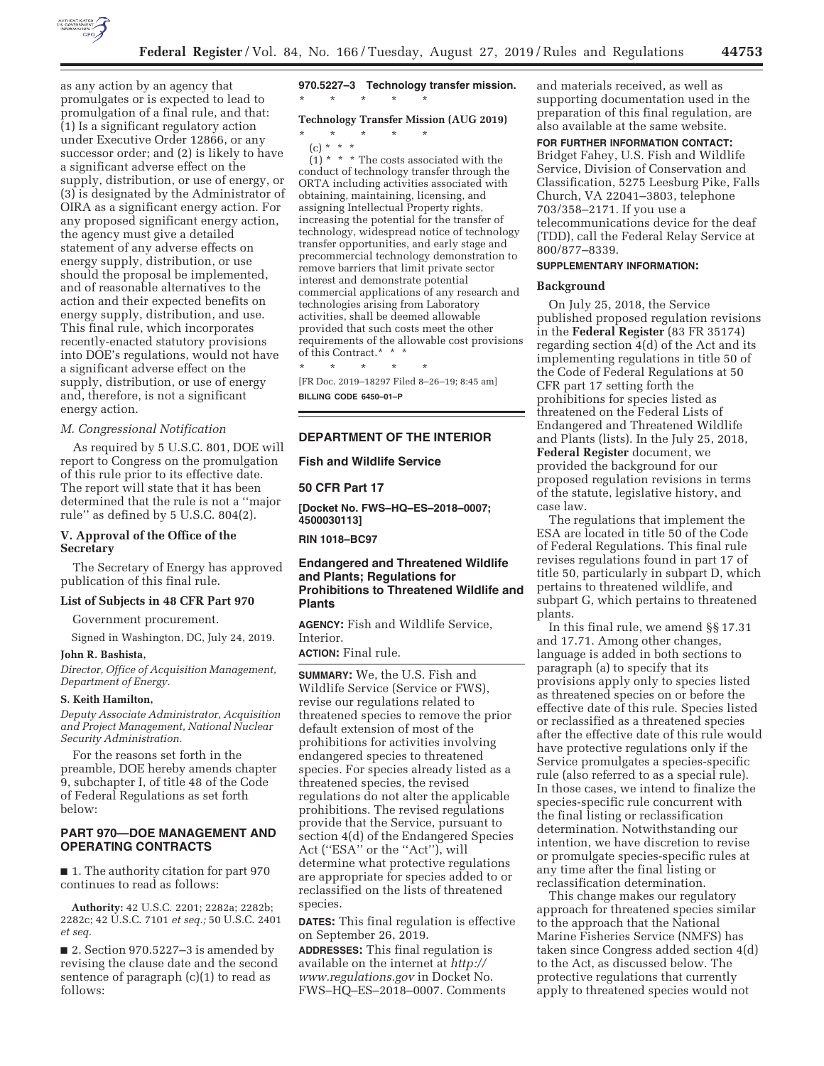as any action by an agency that promulgates or is expected to lead to promulgation of a final rule, and that: (1) Is a significant regulatory action under Executive Order 12866, or any successor order; and (2) is likely to have a significant adverse effect on the supply, distribution, or use of energy, or (3) is designated by the Administrator of OIRA as a significant energy action. For any proposed significant energy action, the agency must give a detailed statement of any adverse effects on energy supply, distribution, or use should the proposal be implemented, and of reasonable alternatives to the action and their expected benefits on energy supply, distribution, and use. This final rule, which incorporates recently-enacted statutory provisions into DOE's regulations, would not have a significant adverse effect on the supply, distribution, or use of energy and, therefore, is not a significant energy action.

*M. Congressional Notification*

As required by 5 U.S.C. 801, DOE will report to Congress on the promulgation of this rule prior to its effective date. The report will state that it has been determined that the rule is not a ''major rule'' as defined by 5 U.S.C. 804(2).

### V. Approval of the Office of the Secretary

The Secretary of Energy has approved publication of this final rule.

### List of Subjects in 48 CFR Part 970

Government procurement.

Signed in Washington, DC, July 24, 2019.

**John R. Bashista,**

*Director, Office of Acquisition Management, Department of Energy.*

**S. Keith Hamilton,**

*Deputy Associate Administrator, Acquisition and Project Management, National Nuclear Security Administration.*

For the reasons set forth in the preamble, DOE hereby amends chapter 9, subchapter I, of title 48 of the Code of Federal Regulations as set forth below:

## PART 970—DOE MANAGEMENT AND OPERATING CONTRACTS

■ 1. The authority citation for part 970 continues to read as follows:

**Authority:** 42 U.S.C. 2201; 2282a; 2282b; 2282c; 42 U.S.C. 7101 *et seq.;* 50 U.S.C. 2401 *et seq.*

■ 2. Section 970.5227–3 is amended by revising the clause date and the second sentence of paragraph (c)(1) to read as follows:

**970.5227–3 Technology transfer mission.**

\* \* \* \* \*

**Technology Transfer Mission (AUG 2019)**

\* \* \* \* \*

(c) \* \* \*

(1) \* \* \* The costs associated with the conduct of technology transfer through the ORTA including activities associated with obtaining, maintaining, licensing, and assigning Intellectual Property rights, increasing the potential for the transfer of technology, widespread notice of technology transfer opportunities, and early stage and precommercial technology demonstration to remove barriers that limit private sector interest and demonstrate potential commercial applications of any research and technologies arising from Laboratory activities, shall be deemed allowable provided that such costs meet the other requirements of the allowable cost provisions of this Contract.\* \* \*

\* \* \* \* \*

[FR Doc. 2019–18297 Filed 8–26–19; 8:45 am]

**BILLING CODE 6450–01–P**

## DEPARTMENT OF THE INTERIOR

## Fish and Wildlife Service

## 50 CFR Part 17

**[Docket No. FWS–HQ–ES–2018–0007; 4500030113]**

**RIN 1018–BC97**

## Endangered and Threatened Wildlife and Plants; Regulations for Prohibitions to Threatened Wildlife and Plants

**AGENCY:** Fish and Wildlife Service, Interior.

**ACTION:** Final rule.

**SUMMARY:** We, the U.S. Fish and Wildlife Service (Service or FWS), revise our regulations related to threatened species to remove the prior default extension of most of the prohibitions for activities involving endangered species to threatened species. For species already listed as a threatened species, the revised regulations do not alter the applicable prohibitions. The revised regulations provide that the Service, pursuant to section 4(d) of the Endangered Species Act (''ESA'' or the ''Act''), will determine what protective regulations are appropriate for species added to or reclassified on the lists of threatened species.

**DATES:** This final regulation is effective on September 26, 2019.

**ADDRESSES:** This final regulation is available on the internet at *http://www.regulations.gov* in Docket No. FWS–HQ–ES–2018–0007. Comments and materials received, as well as supporting documentation used in the preparation of this final regulation, are also available at the same website.

**FOR FURTHER INFORMATION CONTACT:** Bridget Fahey, U.S. Fish and Wildlife Service, Division of Conservation and Classification, 5275 Leesburg Pike, Falls Church, VA 22041–3803, telephone 703/358–2171. If you use a telecommunications device for the deaf (TDD), call the Federal Relay Service at 800/877–8339.

**SUPPLEMENTARY INFORMATION:**

### Background

On July 25, 2018, the Service published proposed regulation revisions in the **Federal Register** (83 FR 35174) regarding section 4(d) of the Act and its implementing regulations in title 50 of the Code of Federal Regulations at 50 CFR part 17 setting forth the prohibitions for species listed as threatened on the Federal Lists of Endangered and Threatened Wildlife and Plants (lists). In the July 25, 2018, **Federal Register** document, we provided the background for our proposed regulation revisions in terms of the statute, legislative history, and case law.

The regulations that implement the ESA are located in title 50 of the Code of Federal Regulations. This final rule revises regulations found in part 17 of title 50, particularly in subpart D, which pertains to threatened wildlife, and subpart G, which pertains to threatened plants.

In this final rule, we amend §§ 17.31 and 17.71. Among other changes, language is added in both sections to paragraph (a) to specify that its provisions apply only to species listed as threatened species on or before the effective date of this rule. Species listed or reclassified as a threatened species after the effective date of this rule would have protective regulations only if the Service promulgates a species-specific rule (also referred to as a special rule). In those cases, we intend to finalize the species-specific rule concurrent with the final listing or reclassification determination. Notwithstanding our intention, we have discretion to revise or promulgate species-specific rules at any time after the final listing or reclassification determination.

This change makes our regulatory approach for threatened species similar to the approach that the National Marine Fisheries Service (NMFS) has taken since Congress added section 4(d) to the Act, as discussed below. The protective regulations that currently apply to threatened species would not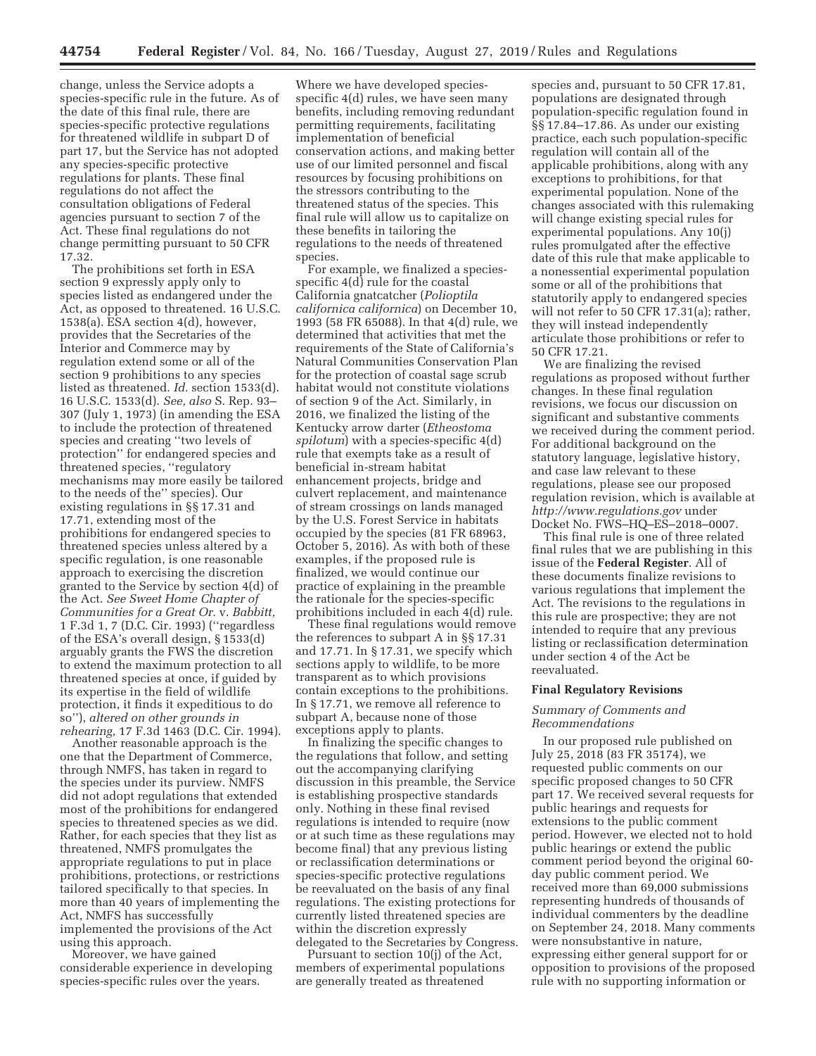change, unless the Service adopts a species-specific rule in the future. As of the date of this final rule, there are species-specific protective regulations for threatened wildlife in subpart D of part 17, but the Service has not adopted any species-specific protective regulations for plants. These final regulations do not affect the consultation obligations of Federal agencies pursuant to section 7 of the Act. These final regulations do not change permitting pursuant to 50 CFR 17.32.

The prohibitions set forth in ESA section 9 expressly apply only to species listed as endangered under the Act, as opposed to threatened. 16 U.S.C. 1538(a). ESA section 4(d), however, provides that the Secretaries of the Interior and Commerce may by regulation extend some or all of the section 9 prohibitions to any species listed as threatened. *Id.* section 1533(d). 16 U.S.C. 1533(d). *See, also* S. Rep. 93–307 (July 1, 1973) (in amending the ESA to include the protection of threatened species and creating "two levels of protection" for endangered species and threatened species, "regulatory mechanisms may more easily be tailored to the needs of the" species). Our existing regulations in §§ 17.31 and 17.71, extending most of the prohibitions for endangered species to threatened species unless altered by a specific regulation, is one reasonable approach to exercising the discretion granted to the Service by section 4(d) of the Act. *See Sweet Home Chapter of Communities for a Great Or.* v. *Babbitt,* 1 F.3d 1, 7 (D.C. Cir. 1993) ("regardless of the ESA's overall design, § 1533(d) arguably grants the FWS the discretion to extend the maximum protection to all threatened species at once, if guided by its expertise in the field of wildlife protection, it finds it expeditious to do so"), *altered on other grounds in rehearing,* 17 F.3d 1463 (D.C. Cir. 1994).

Another reasonable approach is the one that the Department of Commerce, through NMFS, has taken in regard to the species under its purview. NMFS did not adopt regulations that extended most of the prohibitions for endangered species to threatened species as we did. Rather, for each species that they list as threatened, NMFS promulgates the appropriate regulations to put in place prohibitions, protections, or restrictions tailored specifically to that species. In more than 40 years of implementing the Act, NMFS has successfully implemented the provisions of the Act using this approach.

Moreover, we have gained considerable experience in developing species-specific rules over the years. Where we have developed species-specific 4(d) rules, we have seen many benefits, including removing redundant permitting requirements, facilitating implementation of beneficial conservation actions, and making better use of our limited personnel and fiscal resources by focusing prohibitions on the stressors contributing to the threatened status of the species. This final rule will allow us to capitalize on these benefits in tailoring the regulations to the needs of threatened species.

For example, we finalized a species-specific 4(d) rule for the coastal California gnatcatcher (*Polioptila californica californica*) on December 10, 1993 (58 FR 65088). In that 4(d) rule, we determined that activities that met the requirements of the State of California's Natural Communities Conservation Plan for the protection of coastal sage scrub habitat would not constitute violations of section 9 of the Act. Similarly, in 2016, we finalized the listing of the Kentucky arrow darter (*Etheostoma spilotum*) with a species-specific 4(d) rule that exempts take as a result of beneficial in-stream habitat enhancement projects, bridge and culvert replacement, and maintenance of stream crossings on lands managed by the U.S. Forest Service in habitats occupied by the species (81 FR 68963, October 5, 2016). As with both of these examples, if the proposed rule is finalized, we would continue our practice of explaining in the preamble the rationale for the species-specific prohibitions included in each 4(d) rule.

These final regulations would remove the references to subpart A in §§ 17.31 and 17.71. In § 17.31, we specify which sections apply to wildlife, to be more transparent as to which provisions contain exceptions to the prohibitions. In § 17.71, we remove all reference to subpart A, because none of those exceptions apply to plants.

In finalizing the specific changes to the regulations that follow, and setting out the accompanying clarifying discussion in this preamble, the Service is establishing prospective standards only. Nothing in these final revised regulations is intended to require (now or at such time as these regulations may become final) that any previous listing or reclassification determinations or species-specific protective regulations be reevaluated on the basis of any final regulations. The existing protections for currently listed threatened species are within the discretion expressly delegated to the Secretaries by Congress.

Pursuant to section 10(j) of the Act, members of experimental populations are generally treated as threatened species and, pursuant to 50 CFR 17.81, populations are designated through population-specific regulation found in §§ 17.84–17.86. As under our existing practice, each such population-specific regulation will contain all of the applicable prohibitions, along with any exceptions to prohibitions, for that experimental population. None of the changes associated with this rulemaking will change existing special rules for experimental populations. Any 10(j) rules promulgated after the effective date of this rule that make applicable to a nonessential experimental population some or all of the prohibitions that statutorily apply to endangered species will not refer to 50 CFR 17.31(a); rather, they will instead independently articulate those prohibitions or refer to 50 CFR 17.21.

We are finalizing the revised regulations as proposed without further changes. In these final regulation revisions, we focus our discussion on significant and substantive comments we received during the comment period. For additional background on the statutory language, legislative history, and case law relevant to these regulations, please see our proposed regulation revision, which is available at *http://www.regulations.gov* under Docket No. FWS–HQ–ES–2018–0007.

This final rule is one of three related final rules that we are publishing in this issue of the **Federal Register**. All of these documents finalize revisions to various regulations that implement the Act. The revisions to the regulations in this rule are prospective; they are not intended to require that any previous listing or reclassification determination under section 4 of the Act be reevaluated.

## Final Regulatory Revisions

### *Summary of Comments and Recommendations*

In our proposed rule published on July 25, 2018 (83 FR 35174), we requested public comments on our specific proposed changes to 50 CFR part 17. We received several requests for public hearings and requests for extensions to the public comment period. However, we elected not to hold public hearings or extend the public comment period beyond the original 60-day public comment period. We received more than 69,000 submissions representing hundreds of thousands of individual commenters by the deadline on September 24, 2018. Many comments were nonsubstantive in nature, expressing either general support for or opposition to provisions of the proposed rule with no supporting information or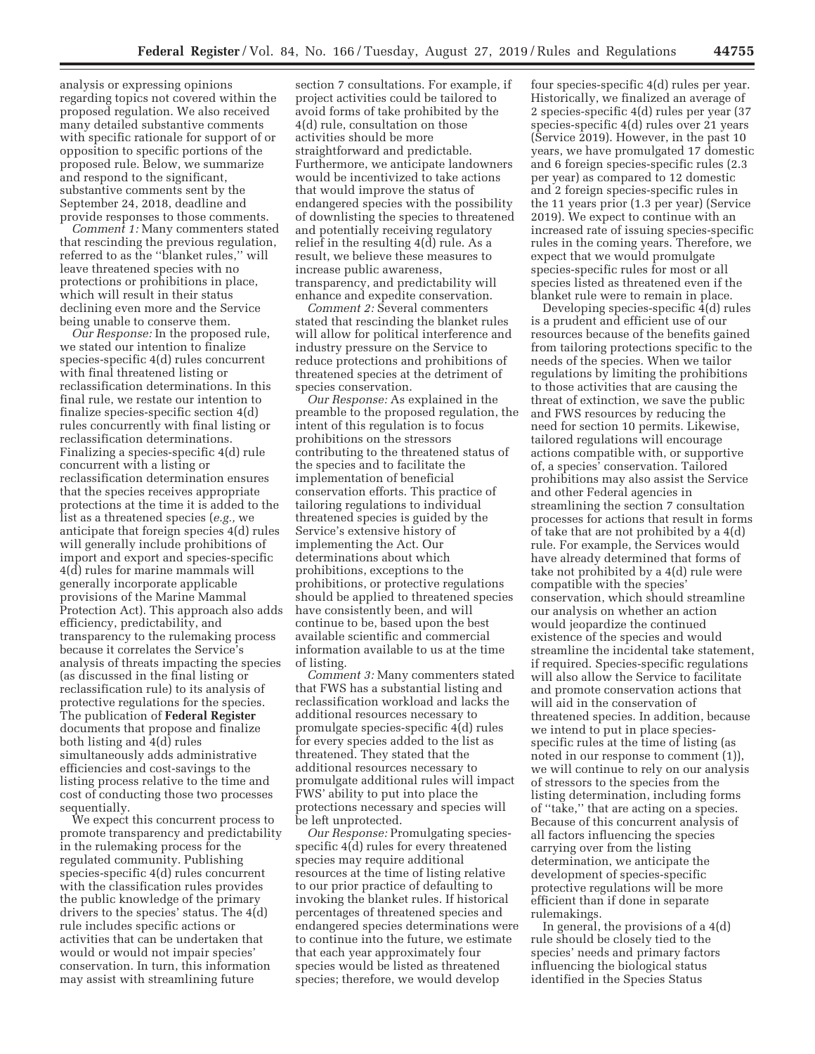analysis or expressing opinions regarding topics not covered within the proposed regulation. We also received many detailed substantive comments with specific rationale for support of or opposition to specific portions of the proposed rule. Below, we summarize and respond to the significant, substantive comments sent by the September 24, 2018, deadline and provide responses to those comments.

*Comment 1:* Many commenters stated that rescinding the previous regulation, referred to as the ''blanket rules,'' will leave threatened species with no protections or prohibitions in place, which will result in their status declining even more and the Service being unable to conserve them.

*Our Response:* In the proposed rule, we stated our intention to finalize species-specific 4(d) rules concurrent with final threatened listing or reclassification determinations. In this final rule, we restate our intention to finalize species-specific section 4(d) rules concurrently with final listing or reclassification determinations. Finalizing a species-specific 4(d) rule concurrent with a listing or reclassification determination ensures that the species receives appropriate protections at the time it is added to the list as a threatened species (*e.g.,* we anticipate that foreign species 4(d) rules will generally include prohibitions of import and export and species-specific 4(d) rules for marine mammals will generally incorporate applicable provisions of the Marine Mammal Protection Act). This approach also adds efficiency, predictability, and transparency to the rulemaking process because it correlates the Service's analysis of threats impacting the species (as discussed in the final listing or reclassification rule) to its analysis of protective regulations for the species. The publication of **Federal Register** documents that propose and finalize both listing and 4(d) rules simultaneously adds administrative efficiencies and cost-savings to the listing process relative to the time and cost of conducting those two processes sequentially.

We expect this concurrent process to promote transparency and predictability in the rulemaking process for the regulated community. Publishing species-specific 4(d) rules concurrent with the classification rules provides the public knowledge of the primary drivers to the species' status. The 4(d) rule includes specific actions or activities that can be undertaken that would or would not impair species' conservation. In turn, this information may assist with streamlining future section 7 consultations. For example, if project activities could be tailored to avoid forms of take prohibited by the 4(d) rule, consultation on those activities should be more straightforward and predictable. Furthermore, we anticipate landowners would be incentivized to take actions that would improve the status of endangered species with the possibility of downlisting the species to threatened and potentially receiving regulatory relief in the resulting 4(d) rule. As a result, we believe these measures to increase public awareness, transparency, and predictability will enhance and expedite conservation.

*Comment 2:* Several commenters stated that rescinding the blanket rules will allow for political interference and industry pressure on the Service to reduce protections and prohibitions of threatened species at the detriment of species conservation.

*Our Response:* As explained in the preamble to the proposed regulation, the intent of this regulation is to focus prohibitions on the stressors contributing to the threatened status of the species and to facilitate the implementation of beneficial conservation efforts. This practice of tailoring regulations to individual threatened species is guided by the Service's extensive history of implementing the Act. Our determinations about which prohibitions, exceptions to the prohibitions, or protective regulations should be applied to threatened species have consistently been, and will continue to be, based upon the best available scientific and commercial information available to us at the time of listing.

*Comment 3:* Many commenters stated that FWS has a substantial listing and reclassification workload and lacks the additional resources necessary to promulgate species-specific 4(d) rules for every species added to the list as threatened. They stated that the additional resources necessary to promulgate additional rules will impact FWS' ability to put into place the protections necessary and species will be left unprotected.

*Our Response:* Promulgating species-specific 4(d) rules for every threatened species may require additional resources at the time of listing relative to our prior practice of defaulting to invoking the blanket rules. If historical percentages of threatened species and endangered species determinations were to continue into the future, we estimate that each year approximately four species would be listed as threatened species; therefore, we would develop four species-specific 4(d) rules per year. Historically, we finalized an average of 2 species-specific 4(d) rules per year (37 species-specific 4(d) rules over 21 years (Service 2019). However, in the past 10 years, we have promulgated 17 domestic and 6 foreign species-specific rules (2.3 per year) as compared to 12 domestic and 2 foreign species-specific rules in the 11 years prior (1.3 per year) (Service 2019). We expect to continue with an increased rate of issuing species-specific rules in the coming years. Therefore, we expect that we would promulgate species-specific rules for most or all species listed as threatened even if the blanket rule were to remain in place.

Developing species-specific 4(d) rules is a prudent and efficient use of our resources because of the benefits gained from tailoring protections specific to the needs of the species. When we tailor regulations by limiting the prohibitions to those activities that are causing the threat of extinction, we save the public and FWS resources by reducing the need for section 10 permits. Likewise, tailored regulations will encourage actions compatible with, or supportive of, a species' conservation. Tailored prohibitions may also assist the Service and other Federal agencies in streamlining the section 7 consultation processes for actions that result in forms of take that are not prohibited by a 4(d) rule. For example, the Services would have already determined that forms of take not prohibited by a 4(d) rule were compatible with the species' conservation, which should streamline our analysis on whether an action would jeopardize the continued existence of the species and would streamline the incidental take statement, if required. Species-specific regulations will also allow the Service to facilitate and promote conservation actions that will aid in the conservation of threatened species. In addition, because we intend to put in place species-specific rules at the time of listing (as noted in our response to comment (1)), we will continue to rely on our analysis of stressors to the species from the listing determination, including forms of ''take,'' that are acting on a species. Because of this concurrent analysis of all factors influencing the species carrying over from the listing determination, we anticipate the development of species-specific protective regulations will be more efficient than if done in separate rulemakings.

In general, the provisions of a 4(d) rule should be closely tied to the species' needs and primary factors influencing the biological status identified in the Species Status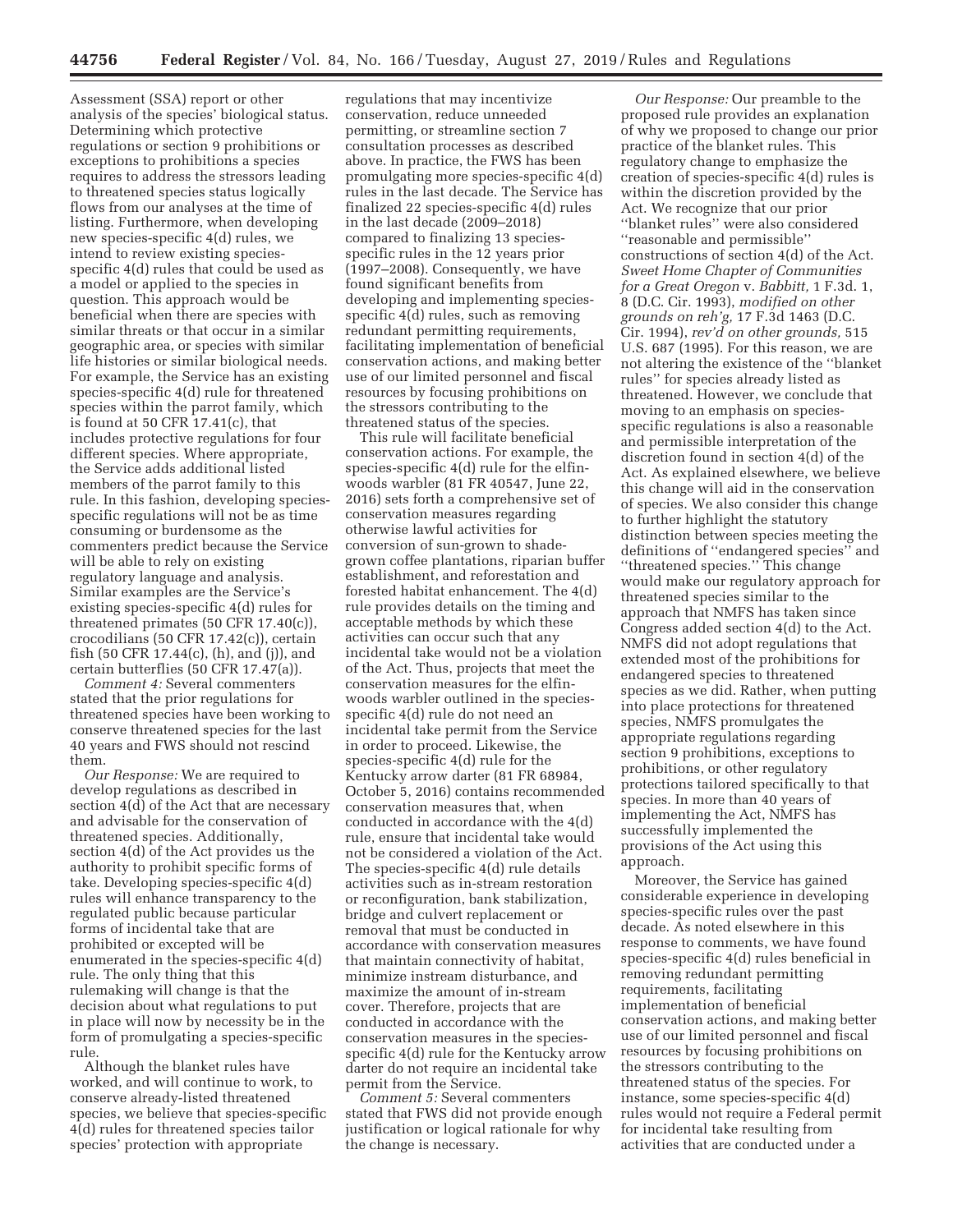Assessment (SSA) report or other analysis of the species' biological status. Determining which protective regulations or section 9 prohibitions or exceptions to prohibitions a species requires to address the stressors leading to threatened species status logically flows from our analyses at the time of listing. Furthermore, when developing new species-specific 4(d) rules, we intend to review existing species-specific 4(d) rules that could be used as a model or applied to the species in question. This approach would be beneficial when there are species with similar threats or that occur in a similar geographic area, or species with similar life histories or similar biological needs. For example, the Service has an existing species-specific 4(d) rule for threatened species within the parrot family, which is found at 50 CFR 17.41(c), that includes protective regulations for four different species. Where appropriate, the Service adds additional listed members of the parrot family to this rule. In this fashion, developing species-specific regulations will not be as time consuming or burdensome as the commenters predict because the Service will be able to rely on existing regulatory language and analysis. Similar examples are the Service's existing species-specific 4(d) rules for threatened primates (50 CFR 17.40(c)), crocodilians (50 CFR 17.42(c)), certain fish (50 CFR 17.44(c), (h), and (j)), and certain butterflies (50 CFR 17.47(a)).

*Comment 4:* Several commenters stated that the prior regulations for threatened species have been working to conserve threatened species for the last 40 years and FWS should not rescind them.

*Our Response:* We are required to develop regulations as described in section 4(d) of the Act that are necessary and advisable for the conservation of threatened species. Additionally, section 4(d) of the Act provides us the authority to prohibit specific forms of take. Developing species-specific 4(d) rules will enhance transparency to the regulated public because particular forms of incidental take that are prohibited or excepted will be enumerated in the species-specific 4(d) rule. The only thing that this rulemaking will change is that the decision about what regulations to put in place will now by necessity be in the form of promulgating a species-specific rule.

Although the blanket rules have worked, and will continue to work, to conserve already-listed threatened species, we believe that species-specific 4(d) rules for threatened species tailor species' protection with appropriate regulations that may incentivize conservation, reduce unneeded permitting, or streamline section 7 consultation processes as described above. In practice, the FWS has been promulgating more species-specific 4(d) rules in the last decade. The Service has finalized 22 species-specific 4(d) rules in the last decade (2009–2018) compared to finalizing 13 species-specific rules in the 12 years prior (1997–2008). Consequently, we have found significant benefits from developing and implementing species-specific 4(d) rules, such as removing redundant permitting requirements, facilitating implementation of beneficial conservation actions, and making better use of our limited personnel and fiscal resources by focusing prohibitions on the stressors contributing to the threatened status of the species.

This rule will facilitate beneficial conservation actions. For example, the species-specific 4(d) rule for the elfin-woods warbler (81 FR 40547, June 22, 2016) sets forth a comprehensive set of conservation measures regarding otherwise lawful activities for conversion of sun-grown to shade-grown coffee plantations, riparian buffer establishment, and reforestation and forested habitat enhancement. The 4(d) rule provides details on the timing and acceptable methods by which these activities can occur such that any incidental take would not be a violation of the Act. Thus, projects that meet the conservation measures for the elfin-woods warbler outlined in the species-specific 4(d) rule do not need an incidental take permit from the Service in order to proceed. Likewise, the species-specific 4(d) rule for the Kentucky arrow darter (81 FR 68984, October 5, 2016) contains recommended conservation measures that, when conducted in accordance with the 4(d) rule, ensure that incidental take would not be considered a violation of the Act. The species-specific 4(d) rule details activities such as in-stream restoration or reconfiguration, bank stabilization, bridge and culvert replacement or removal that must be conducted in accordance with conservation measures that maintain connectivity of habitat, minimize instream disturbance, and maximize the amount of in-stream cover. Therefore, projects that are conducted in accordance with the conservation measures in the species-specific 4(d) rule for the Kentucky arrow darter do not require an incidental take permit from the Service.

*Comment 5:* Several commenters stated that FWS did not provide enough justification or logical rationale for why the change is necessary.

*Our Response:* Our preamble to the proposed rule provides an explanation of why we proposed to change our prior practice of the blanket rules. This regulatory change to emphasize the creation of species-specific 4(d) rules is within the discretion provided by the Act. We recognize that our prior "blanket rules" were also considered "reasonable and permissible" constructions of section 4(d) of the Act. *Sweet Home Chapter of Communities for a Great Oregon* v. *Babbitt,* 1 F.3d. 1, 8 (D.C. Cir. 1993), *modified on other grounds on reh'g,* 17 F.3d 1463 (D.C. Cir. 1994), *rev'd on other grounds,* 515 U.S. 687 (1995). For this reason, we are not altering the existence of the "blanket rules" for species already listed as threatened. However, we conclude that moving to an emphasis on species-specific regulations is also a reasonable and permissible interpretation of the discretion found in section 4(d) of the Act. As explained elsewhere, we believe this change will aid in the conservation of species. We also consider this change to further highlight the statutory distinction between species meeting the definitions of "endangered species" and "threatened species." This change would make our regulatory approach for threatened species similar to the approach that NMFS has taken since Congress added section 4(d) to the Act. NMFS did not adopt regulations that extended most of the prohibitions for endangered species to threatened species as we did. Rather, when putting into place protections for threatened species, NMFS promulgates the appropriate regulations regarding section 9 prohibitions, exceptions to prohibitions, or other regulatory protections tailored specifically to that species. In more than 40 years of implementing the Act, NMFS has successfully implemented the provisions of the Act using this approach.

Moreover, the Service has gained considerable experience in developing species-specific rules over the past decade. As noted elsewhere in this response to comments, we have found species-specific 4(d) rules beneficial in removing redundant permitting requirements, facilitating implementation of beneficial conservation actions, and making better use of our limited personnel and fiscal resources by focusing prohibitions on the stressors contributing to the threatened status of the species. For instance, some species-specific 4(d) rules would not require a Federal permit for incidental take resulting from activities that are conducted under a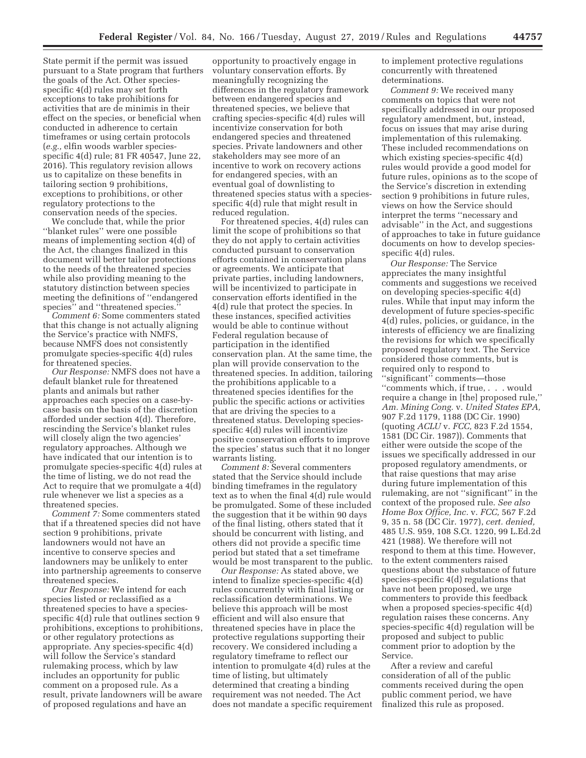State permit if the permit was issued pursuant to a State program that furthers the goals of the Act. Other species-specific 4(d) rules may set forth exceptions to take prohibitions for activities that are de minimis in their effect on the species, or beneficial when conducted in adherence to certain timeframes or using certain protocols (*e.g.,* elfin woods warbler species-specific 4(d) rule; 81 FR 40547, June 22, 2016). This regulatory revision allows us to capitalize on these benefits in tailoring section 9 prohibitions, exceptions to prohibitions, or other regulatory protections to the conservation needs of the species.

We conclude that, while the prior ''blanket rules'' were one possible means of implementing section 4(d) of the Act, the changes finalized in this document will better tailor protections to the needs of the threatened species while also providing meaning to the statutory distinction between species meeting the definitions of ''endangered species'' and ''threatened species.''

*Comment 6:* Some commenters stated that this change is not actually aligning the Service's practice with NMFS, because NMFS does not consistently promulgate species-specific 4(d) rules for threatened species.

*Our Response:* NMFS does not have a default blanket rule for threatened plants and animals but rather approaches each species on a case-by-case basis on the basis of the discretion afforded under section 4(d). Therefore, rescinding the Service's blanket rules will closely align the two agencies' regulatory approaches. Although we have indicated that our intention is to promulgate species-specific 4(d) rules at the time of listing, we do not read the Act to require that we promulgate a 4(d) rule whenever we list a species as a threatened species.

*Comment 7:* Some commenters stated that if a threatened species did not have section 9 prohibitions, private landowners would not have an incentive to conserve species and landowners may be unlikely to enter into partnership agreements to conserve threatened species.

*Our Response:* We intend for each species listed or reclassified as a threatened species to have a species-specific 4(d) rule that outlines section 9 prohibitions, exceptions to prohibitions, or other regulatory protections as appropriate. Any species-specific 4(d) will follow the Service's standard rulemaking process, which by law includes an opportunity for public comment on a proposed rule. As a result, private landowners will be aware of proposed regulations and have an opportunity to proactively engage in voluntary conservation efforts. By meaningfully recognizing the differences in the regulatory framework between endangered species and threatened species, we believe that crafting species-specific 4(d) rules will incentivize conservation for both endangered species and threatened species. Private landowners and other stakeholders may see more of an incentive to work on recovery actions for endangered species, with an eventual goal of downlisting to threatened species status with a species-specific 4(d) rule that might result in reduced regulation.

For threatened species, 4(d) rules can limit the scope of prohibitions so that they do not apply to certain activities conducted pursuant to conservation efforts contained in conservation plans or agreements. We anticipate that private parties, including landowners, will be incentivized to participate in conservation efforts identified in the 4(d) rule that protect the species. In these instances, specified activities would be able to continue without Federal regulation because of participation in the identified conservation plan. At the same time, the plan will provide conservation to the threatened species. In addition, tailoring the prohibitions applicable to a threatened species identifies for the public the specific actions or activities that are driving the species to a threatened status. Developing species-specific 4(d) rules will incentivize positive conservation efforts to improve the species' status such that it no longer warrants listing.

*Comment 8:* Several commenters stated that the Service should include binding timeframes in the regulatory text as to when the final 4(d) rule would be promulgated. Some of these included the suggestion that it be within 90 days of the final listing, others stated that it should be concurrent with listing, and others did not provide a specific time period but stated that a set timeframe would be most transparent to the public.

*Our Response:* As stated above, we intend to finalize species-specific 4(d) rules concurrently with final listing or reclassification determinations. We believe this approach will be most efficient and will also ensure that threatened species have in place the protective regulations supporting their recovery. We considered including a regulatory timeframe to reflect our intention to promulgate 4(d) rules at the time of listing, but ultimately determined that creating a binding requirement was not needed. The Act does not mandate a specific requirement to implement protective regulations concurrently with threatened determinations.

*Comment 9:* We received many comments on topics that were not specifically addressed in our proposed regulatory amendment, but, instead, focus on issues that may arise during implementation of this rulemaking. These included recommendations on which existing species-specific 4(d) rules would provide a good model for future rules, opinions as to the scope of the Service's discretion in extending section 9 prohibitions in future rules, views on how the Service should interpret the terms ''necessary and advisable'' in the Act, and suggestions of approaches to take in future guidance documents on how to develop species-specific 4(d) rules.

*Our Response:* The Service appreciates the many insightful comments and suggestions we received on developing species-specific 4(d) rules. While that input may inform the development of future species-specific 4(d) rules, policies, or guidance, in the interests of efficiency we are finalizing the revisions for which we specifically proposed regulatory text. The Service considered those comments, but is required only to respond to ''significant'' comments—those ''comments which, if true, . . . would require a change in [the] proposed rule,'' *Am. Mining Cong.* v. *United States EPA,* 907 F.2d 1179, 1188 (DC Cir. 1990) (quoting *ACLU* v. *FCC,* 823 F.2d 1554, 1581 (DC Cir. 1987)). Comments that either were outside the scope of the issues we specifically addressed in our proposed regulatory amendments, or that raise questions that may arise during future implementation of this rulemaking, are not ''significant'' in the context of the proposed rule. *See also Home Box Office, Inc.* v. *FCC,* 567 F.2d 9, 35 n. 58 (DC Cir. 1977), *cert. denied,* 485 U.S. 959, 108 S.Ct. 1220, 99 L.Ed.2d 421 (1988). We therefore will not respond to them at this time. However, to the extent commenters raised questions about the substance of future species-specific 4(d) regulations that have not been proposed, we urge commenters to provide this feedback when a proposed species-specific 4(d) regulation raises these concerns. Any species-specific 4(d) regulation will be proposed and subject to public comment prior to adoption by the Service.

After a review and careful consideration of all of the public comments received during the open public comment period, we have finalized this rule as proposed.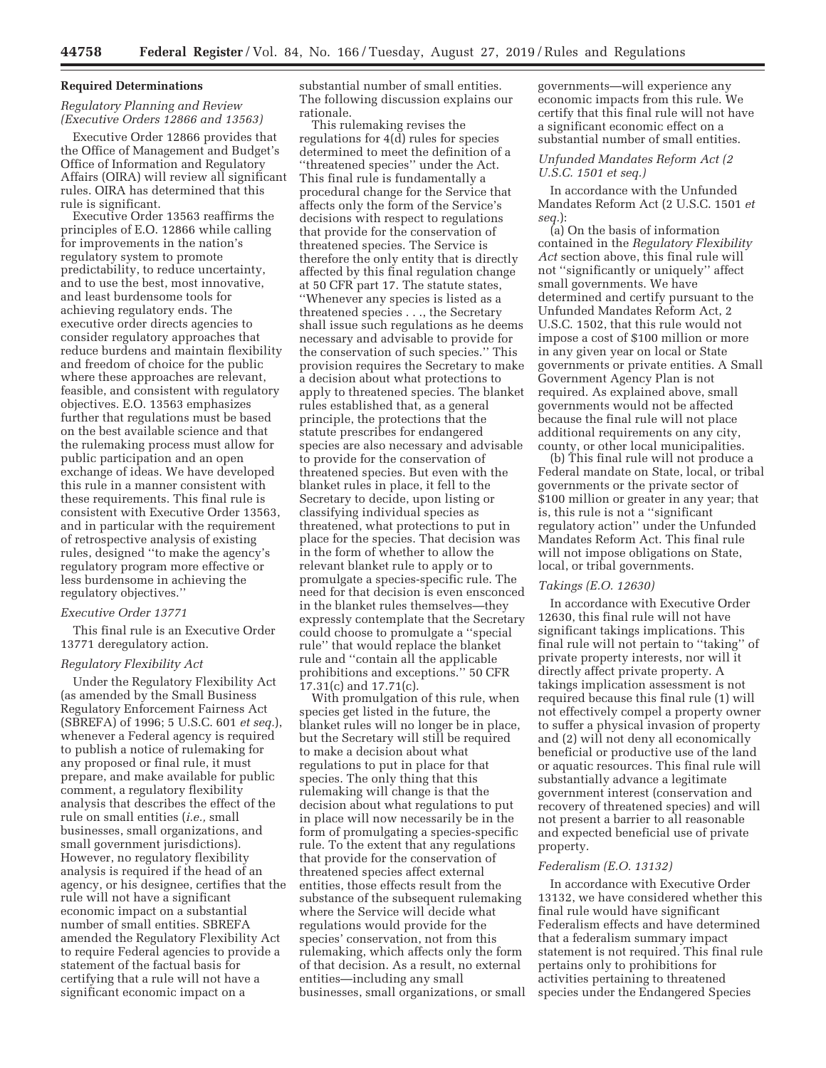## Required Determinations

### *Regulatory Planning and Review (Executive Orders 12866 and 13563)*

Executive Order 12866 provides that the Office of Management and Budget's Office of Information and Regulatory Affairs (OIRA) will review all significant rules. OIRA has determined that this rule is significant.

Executive Order 13563 reaffirms the principles of E.O. 12866 while calling for improvements in the nation's regulatory system to promote predictability, to reduce uncertainty, and to use the best, most innovative, and least burdensome tools for achieving regulatory ends. The executive order directs agencies to consider regulatory approaches that reduce burdens and maintain flexibility and freedom of choice for the public where these approaches are relevant, feasible, and consistent with regulatory objectives. E.O. 13563 emphasizes further that regulations must be based on the best available science and that the rulemaking process must allow for public participation and an open exchange of ideas. We have developed this rule in a manner consistent with these requirements. This final rule is consistent with Executive Order 13563, and in particular with the requirement of retrospective analysis of existing rules, designed "to make the agency's regulatory program more effective or less burdensome in achieving the regulatory objectives."

### *Executive Order 13771*

This final rule is an Executive Order 13771 deregulatory action.

### *Regulatory Flexibility Act*

Under the Regulatory Flexibility Act (as amended by the Small Business Regulatory Enforcement Fairness Act (SBREFA) of 1996; 5 U.S.C. 601 *et seq.*), whenever a Federal agency is required to publish a notice of rulemaking for any proposed or final rule, it must prepare, and make available for public comment, a regulatory flexibility analysis that describes the effect of the rule on small entities (*i.e.,* small businesses, small organizations, and small government jurisdictions). However, no regulatory flexibility analysis is required if the head of an agency, or his designee, certifies that the rule will not have a significant economic impact on a substantial number of small entities. SBREFA amended the Regulatory Flexibility Act to require Federal agencies to provide a statement of the factual basis for certifying that a rule will not have a significant economic impact on a substantial number of small entities. The following discussion explains our rationale.

This rulemaking revises the regulations for 4(d) rules for species determined to meet the definition of a "threatened species" under the Act. This final rule is fundamentally a procedural change for the Service that affects only the form of the Service's decisions with respect to regulations that provide for the conservation of threatened species. The Service is therefore the only entity that is directly affected by this final regulation change at 50 CFR part 17. The statute states, "Whenever any species is listed as a threatened species . . ., the Secretary shall issue such regulations as he deems necessary and advisable to provide for the conservation of such species." This provision requires the Secretary to make a decision about what protections to apply to threatened species. The blanket rules established that, as a general principle, the protections that the statute prescribes for endangered species are also necessary and advisable to provide for the conservation of threatened species. But even with the blanket rules in place, it fell to the Secretary to decide, upon listing or classifying individual species as threatened, what protections to put in place for the species. That decision was in the form of whether to allow the relevant blanket rule to apply or to promulgate a species-specific rule. The need for that decision is even ensconced in the blanket rules themselves—they expressly contemplate that the Secretary could choose to promulgate a "special rule" that would replace the blanket rule and "contain all the applicable prohibitions and exceptions." 50 CFR 17.31(c) and 17.71(c).

With promulgation of this rule, when species get listed in the future, the blanket rules will no longer be in place, but the Secretary will still be required to make a decision about what regulations to put in place for that species. The only thing that this rulemaking will change is that the decision about what regulations to put in place will now necessarily be in the form of promulgating a species-specific rule. To the extent that any regulations that provide for the conservation of threatened species affect external entities, those effects result from the substance of the subsequent rulemaking where the Service will decide what regulations would provide for the species' conservation, not from this rulemaking, which affects only the form of that decision. As a result, no external entities—including any small businesses, small organizations, or small governments—will experience any economic impacts from this rule. We certify that this final rule will not have a significant economic effect on a substantial number of small entities.

### *Unfunded Mandates Reform Act (2 U.S.C. 1501 et seq.)*

In accordance with the Unfunded Mandates Reform Act (2 U.S.C. 1501 *et seq.*):

(a) On the basis of information contained in the *Regulatory Flexibility Act* section above, this final rule will not "significantly or uniquely" affect small governments. We have determined and certify pursuant to the Unfunded Mandates Reform Act, 2 U.S.C. 1502, that this rule would not impose a cost of $100 million or more in any given year on local or State governments or private entities. A Small Government Agency Plan is not required. As explained above, small governments would not be affected because the final rule will not place additional requirements on any city, county, or other local municipalities.

(b) This final rule will not produce a Federal mandate on State, local, or tribal governments or the private sector of $100 million or greater in any year; that is, this rule is not a "significant regulatory action" under the Unfunded Mandates Reform Act. This final rule will not impose obligations on State, local, or tribal governments.

### *Takings (E.O. 12630)*

In accordance with Executive Order 12630, this final rule will not have significant takings implications. This final rule will not pertain to "taking" of private property interests, nor will it directly affect private property. A takings implication assessment is not required because this final rule (1) will not effectively compel a property owner to suffer a physical invasion of property and (2) will not deny all economically beneficial or productive use of the land or aquatic resources. This final rule will substantially advance a legitimate government interest (conservation and recovery of threatened species) and will not present a barrier to all reasonable and expected beneficial use of private property.

### *Federalism (E.O. 13132)*

In accordance with Executive Order 13132, we have considered whether this final rule would have significant Federalism effects and have determined that a federalism summary impact statement is not required. This final rule pertains only to prohibitions for activities pertaining to threatened species under the Endangered Species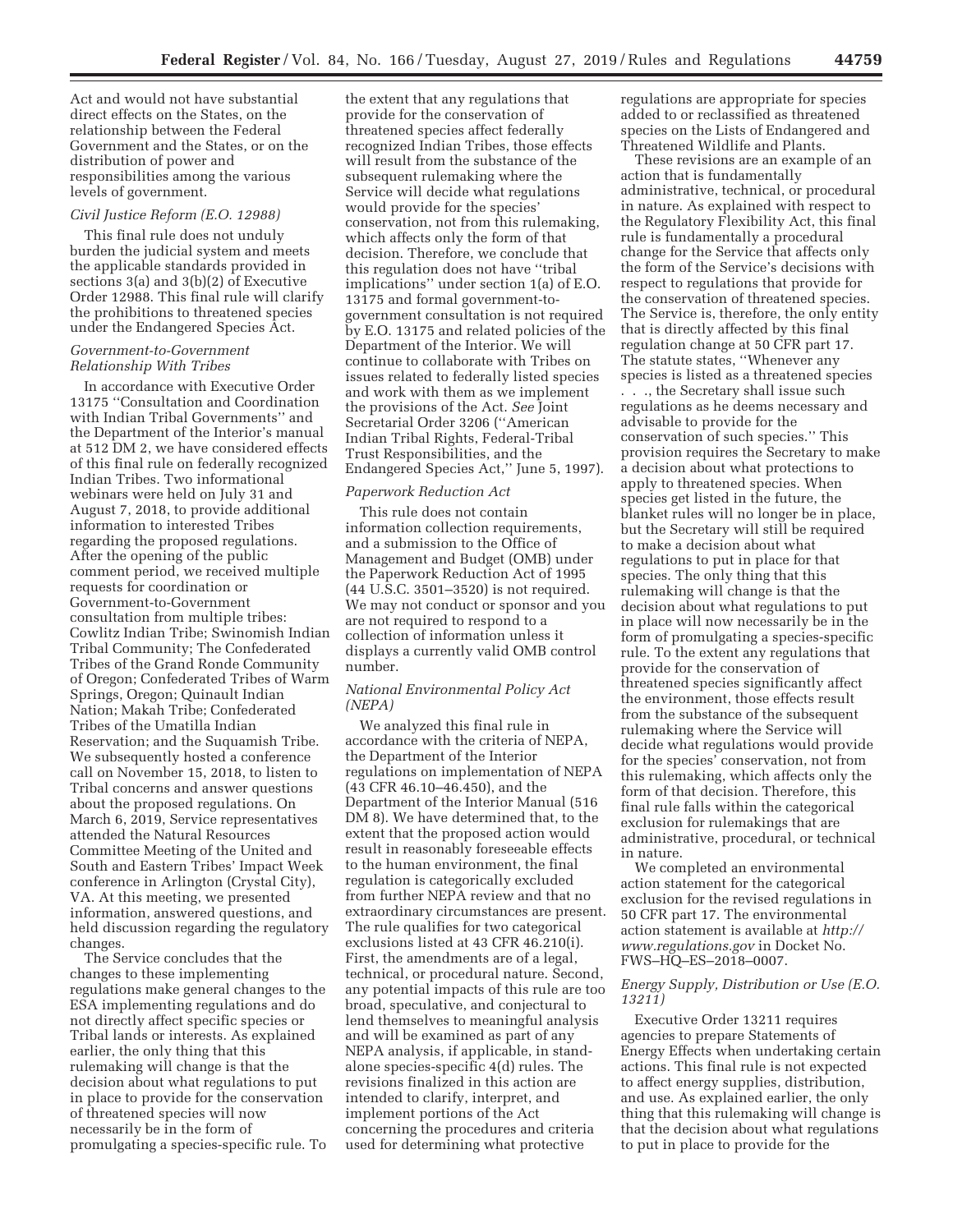Act and would not have substantial direct effects on the States, on the relationship between the Federal Government and the States, or on the distribution of power and responsibilities among the various levels of government.

### *Civil Justice Reform (E.O. 12988)*

This final rule does not unduly burden the judicial system and meets the applicable standards provided in sections 3(a) and 3(b)(2) of Executive Order 12988. This final rule will clarify the prohibitions to threatened species under the Endangered Species Act.

### *Government-to-Government Relationship With Tribes*

In accordance with Executive Order 13175 ''Consultation and Coordination with Indian Tribal Governments'' and the Department of the Interior's manual at 512 DM 2, we have considered effects of this final rule on federally recognized Indian Tribes. Two informational webinars were held on July 31 and August 7, 2018, to provide additional information to interested Tribes regarding the proposed regulations. After the opening of the public comment period, we received multiple requests for coordination or Government-to-Government consultation from multiple tribes: Cowlitz Indian Tribe; Swinomish Indian Tribal Community; The Confederated Tribes of the Grand Ronde Community of Oregon; Confederated Tribes of Warm Springs, Oregon; Quinault Indian Nation; Makah Tribe; Confederated Tribes of the Umatilla Indian Reservation; and the Suquamish Tribe. We subsequently hosted a conference call on November 15, 2018, to listen to Tribal concerns and answer questions about the proposed regulations. On March 6, 2019, Service representatives attended the Natural Resources Committee Meeting of the United and South and Eastern Tribes' Impact Week conference in Arlington (Crystal City), VA. At this meeting, we presented information, answered questions, and held discussion regarding the regulatory changes.

The Service concludes that the changes to these implementing regulations make general changes to the ESA implementing regulations and do not directly affect specific species or Tribal lands or interests. As explained earlier, the only thing that this rulemaking will change is that the decision about what regulations to put in place to provide for the conservation of threatened species will now necessarily be in the form of promulgating a species-specific rule. To the extent that any regulations that provide for the conservation of threatened species affect federally recognized Indian Tribes, those effects will result from the substance of the subsequent rulemaking where the Service will decide what regulations would provide for the species' conservation, not from this rulemaking, which affects only the form of that decision. Therefore, we conclude that this regulation does not have ''tribal implications'' under section 1(a) of E.O. 13175 and formal government-to-government consultation is not required by E.O. 13175 and related policies of the Department of the Interior. We will continue to collaborate with Tribes on issues related to federally listed species and work with them as we implement the provisions of the Act. *See* Joint Secretarial Order 3206 (''American Indian Tribal Rights, Federal-Tribal Trust Responsibilities, and the Endangered Species Act,'' June 5, 1997).

### *Paperwork Reduction Act*

This rule does not contain information collection requirements, and a submission to the Office of Management and Budget (OMB) under the Paperwork Reduction Act of 1995 (44 U.S.C. 3501–3520) is not required. We may not conduct or sponsor and you are not required to respond to a collection of information unless it displays a currently valid OMB control number.

### *National Environmental Policy Act (NEPA)*

We analyzed this final rule in accordance with the criteria of NEPA, the Department of the Interior regulations on implementation of NEPA (43 CFR 46.10–46.450), and the Department of the Interior Manual (516 DM 8). We have determined that, to the extent that the proposed action would result in reasonably foreseeable effects to the human environment, the final regulation is categorically excluded from further NEPA review and that no extraordinary circumstances are present. The rule qualifies for two categorical exclusions listed at 43 CFR 46.210(i). First, the amendments are of a legal, technical, or procedural nature. Second, any potential impacts of this rule are too broad, speculative, and conjectural to lend themselves to meaningful analysis and will be examined as part of any NEPA analysis, if applicable, in stand-alone species-specific 4(d) rules. The revisions finalized in this action are intended to clarify, interpret, and implement portions of the Act concerning the procedures and criteria used for determining what protective regulations are appropriate for species added to or reclassified as threatened species on the Lists of Endangered and Threatened Wildlife and Plants.

These revisions are an example of an action that is fundamentally administrative, technical, or procedural in nature. As explained with respect to the Regulatory Flexibility Act, this final rule is fundamentally a procedural change for the Service that affects only the form of the Service's decisions with respect to regulations that provide for the conservation of threatened species. The Service is, therefore, the only entity that is directly affected by this final regulation change at 50 CFR part 17. The statute states, ''Whenever any species is listed as a threatened species . . ., the Secretary shall issue such regulations as he deems necessary and advisable to provide for the conservation of such species.'' This provision requires the Secretary to make a decision about what protections to apply to threatened species. When species get listed in the future, the blanket rules will no longer be in place, but the Secretary will still be required to make a decision about what regulations to put in place for that species. The only thing that this rulemaking will change is that the decision about what regulations to put in place will now necessarily be in the form of promulgating a species-specific rule. To the extent any regulations that provide for the conservation of threatened species significantly affect the environment, those effects result from the substance of the subsequent rulemaking where the Service will decide what regulations would provide for the species' conservation, not from this rulemaking, which affects only the form of that decision. Therefore, this final rule falls within the categorical exclusion for rulemakings that are administrative, procedural, or technical in nature.

We completed an environmental action statement for the categorical exclusion for the revised regulations in 50 CFR part 17. The environmental action statement is available at *http://www.regulations.gov* in Docket No. FWS–HQ–ES–2018–0007.

### *Energy Supply, Distribution or Use (E.O. 13211)*

Executive Order 13211 requires agencies to prepare Statements of Energy Effects when undertaking certain actions. This final rule is not expected to affect energy supplies, distribution, and use. As explained earlier, the only thing that this rulemaking will change is that the decision about what regulations to put in place to provide for the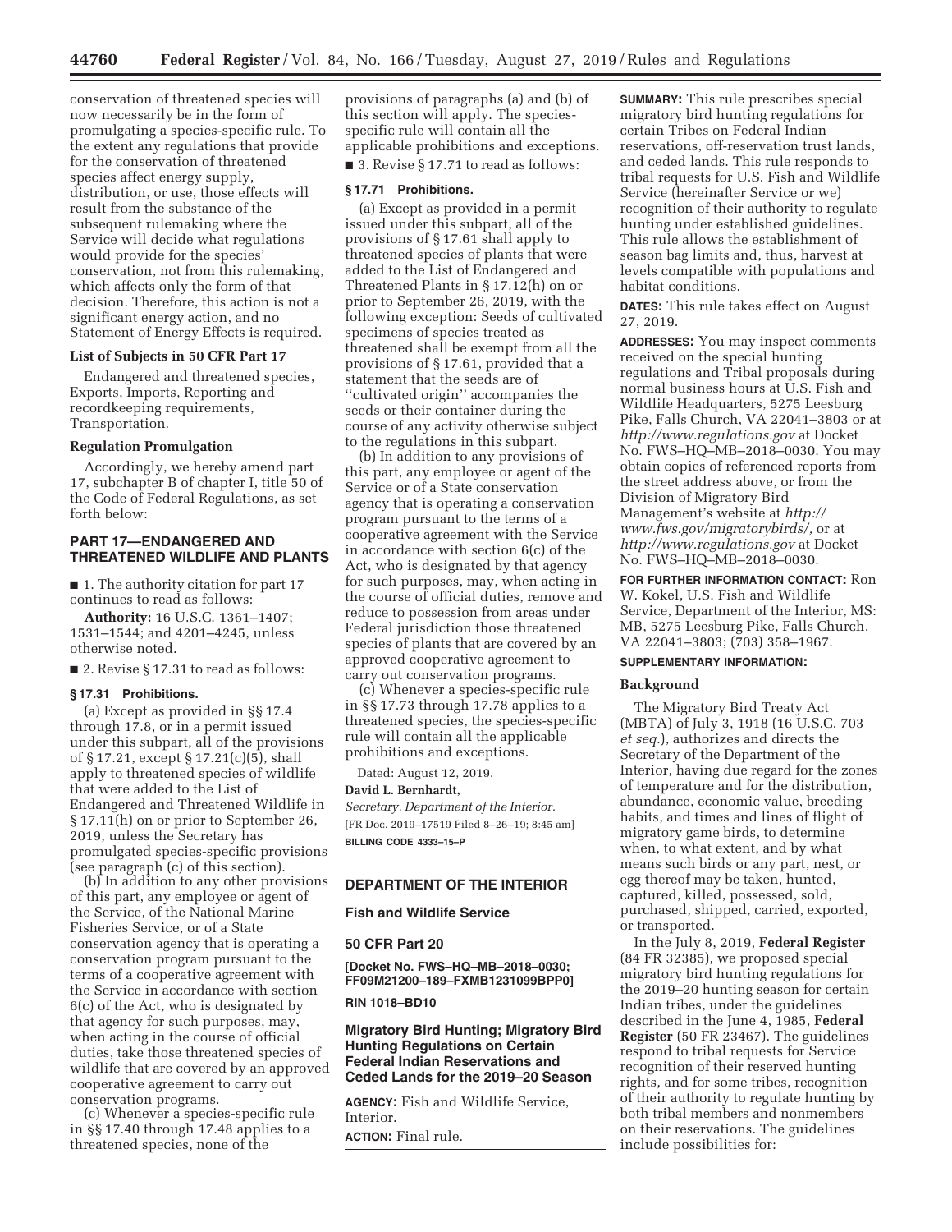conservation of threatened species will now necessarily be in the form of promulgating a species-specific rule. To the extent any regulations that provide for the conservation of threatened species affect energy supply, distribution, or use, those effects will result from the substance of the subsequent rulemaking where the Service will decide what regulations would provide for the species' conservation, not from this rulemaking, which affects only the form of that decision. Therefore, this action is not a significant energy action, and no Statement of Energy Effects is required.

### List of Subjects in 50 CFR Part 17

Endangered and threatened species, Exports, Imports, Reporting and recordkeeping requirements, Transportation.

### Regulation Promulgation

Accordingly, we hereby amend part 17, subchapter B of chapter I, title 50 of the Code of Federal Regulations, as set forth below:

## PART 17—ENDANGERED AND THREATENED WILDLIFE AND PLANTS

■ 1. The authority citation for part 17 continues to read as follows:

**Authority:** 16 U.S.C. 1361–1407; 1531–1544; and 4201–4245, unless otherwise noted.

■ 2. Revise § 17.31 to read as follows:

**§ 17.31 Prohibitions.**

(a) Except as provided in §§ 17.4 through 17.8, or in a permit issued under this subpart, all of the provisions of § 17.21, except § 17.21(c)(5), shall apply to threatened species of wildlife that were added to the List of Endangered and Threatened Wildlife in § 17.11(h) on or prior to September 26, 2019, unless the Secretary has promulgated species-specific provisions (see paragraph (c) of this section).

(b) In addition to any other provisions of this part, any employee or agent of the Service, of the National Marine Fisheries Service, or of a State conservation agency that is operating a conservation program pursuant to the terms of a cooperative agreement with the Service in accordance with section 6(c) of the Act, who is designated by that agency for such purposes, may, when acting in the course of official duties, take those threatened species of wildlife that are covered by an approved cooperative agreement to carry out conservation programs.

(c) Whenever a species-specific rule in §§ 17.40 through 17.48 applies to a threatened species, none of the provisions of paragraphs (a) and (b) of this section will apply. The species-specific rule will contain all the applicable prohibitions and exceptions.

■ 3. Revise § 17.71 to read as follows:

**§ 17.71 Prohibitions.**

(a) Except as provided in a permit issued under this subpart, all of the provisions of § 17.61 shall apply to threatened species of plants that were added to the List of Endangered and Threatened Plants in § 17.12(h) on or prior to September 26, 2019, with the following exception: Seeds of cultivated specimens of species treated as threatened shall be exempt from all the provisions of § 17.61, provided that a statement that the seeds are of "cultivated origin" accompanies the seeds or their container during the course of any activity otherwise subject to the regulations in this subpart.

(b) In addition to any provisions of this part, any employee or agent of the Service or of a State conservation agency that is operating a conservation program pursuant to the terms of a cooperative agreement with the Service in accordance with section 6(c) of the Act, who is designated by that agency for such purposes, may, when acting in the course of official duties, remove and reduce to possession from areas under Federal jurisdiction those threatened species of plants that are covered by an approved cooperative agreement to carry out conservation programs.

(c) Whenever a species-specific rule in §§ 17.73 through 17.78 applies to a threatened species, the species-specific rule will contain all the applicable prohibitions and exceptions.

Dated: August 12, 2019.

**David L. Bernhardt,**

*Secretary. Department of the Interior.*

[FR Doc. 2019–17519 Filed 8–26–19; 8:45 am]

**BILLING CODE 4333–15–P**

---

## DEPARTMENT OF THE INTERIOR

### Fish and Wildlife Service

### 50 CFR Part 20

**[Docket No. FWS–HQ–MB–2018–0030; FF09M21200–189–FXMB1231099BPP0]**

**RIN 1018–BD10**

## Migratory Bird Hunting; Migratory Bird Hunting Regulations on Certain Federal Indian Reservations and Ceded Lands for the 2019–20 Season

**AGENCY:** Fish and Wildlife Service, Interior.

**ACTION:** Final rule.

**SUMMARY:** This rule prescribes special migratory bird hunting regulations for certain Tribes on Federal Indian reservations, off-reservation trust lands, and ceded lands. This rule responds to tribal requests for U.S. Fish and Wildlife Service (hereinafter Service or we) recognition of their authority to regulate hunting under established guidelines. This rule allows the establishment of season bag limits and, thus, harvest at levels compatible with populations and habitat conditions.

**DATES:** This rule takes effect on August 27, 2019.

**ADDRESSES:** You may inspect comments received on the special hunting regulations and Tribal proposals during normal business hours at U.S. Fish and Wildlife Headquarters, 5275 Leesburg Pike, Falls Church, VA 22041–3803 or at *http://www.regulations.gov* at Docket No. FWS–HQ–MB–2018–0030. You may obtain copies of referenced reports from the street address above, or from the Division of Migratory Bird Management's website at *http://www.fws.gov/migratorybirds/,* or at *http://www.regulations.gov* at Docket No. FWS–HQ–MB–2018–0030.

**FOR FURTHER INFORMATION CONTACT:** Ron W. Kokel, U.S. Fish and Wildlife Service, Department of the Interior, MS: MB, 5275 Leesburg Pike, Falls Church, VA 22041–3803; (703) 358–1967.

**SUPPLEMENTARY INFORMATION:**

### Background

The Migratory Bird Treaty Act (MBTA) of July 3, 1918 (16 U.S.C. 703 *et seq.*), authorizes and directs the Secretary of the Department of the Interior, having due regard for the zones of temperature and for the distribution, abundance, economic value, breeding habits, and times and lines of flight of migratory game birds, to determine when, to what extent, and by what means such birds or any part, nest, or egg thereof may be taken, hunted, captured, killed, possessed, sold, purchased, shipped, carried, exported, or transported.

In the July 8, 2019, **Federal Register** (84 FR 32385), we proposed special migratory bird hunting regulations for the 2019–20 hunting season for certain Indian tribes, under the guidelines described in the June 4, 1985, **Federal Register** (50 FR 23467). The guidelines respond to tribal requests for Service recognition of their reserved hunting rights, and for some tribes, recognition of their authority to regulate hunting by both tribal members and nonmembers on their reservations. The guidelines include possibilities for: